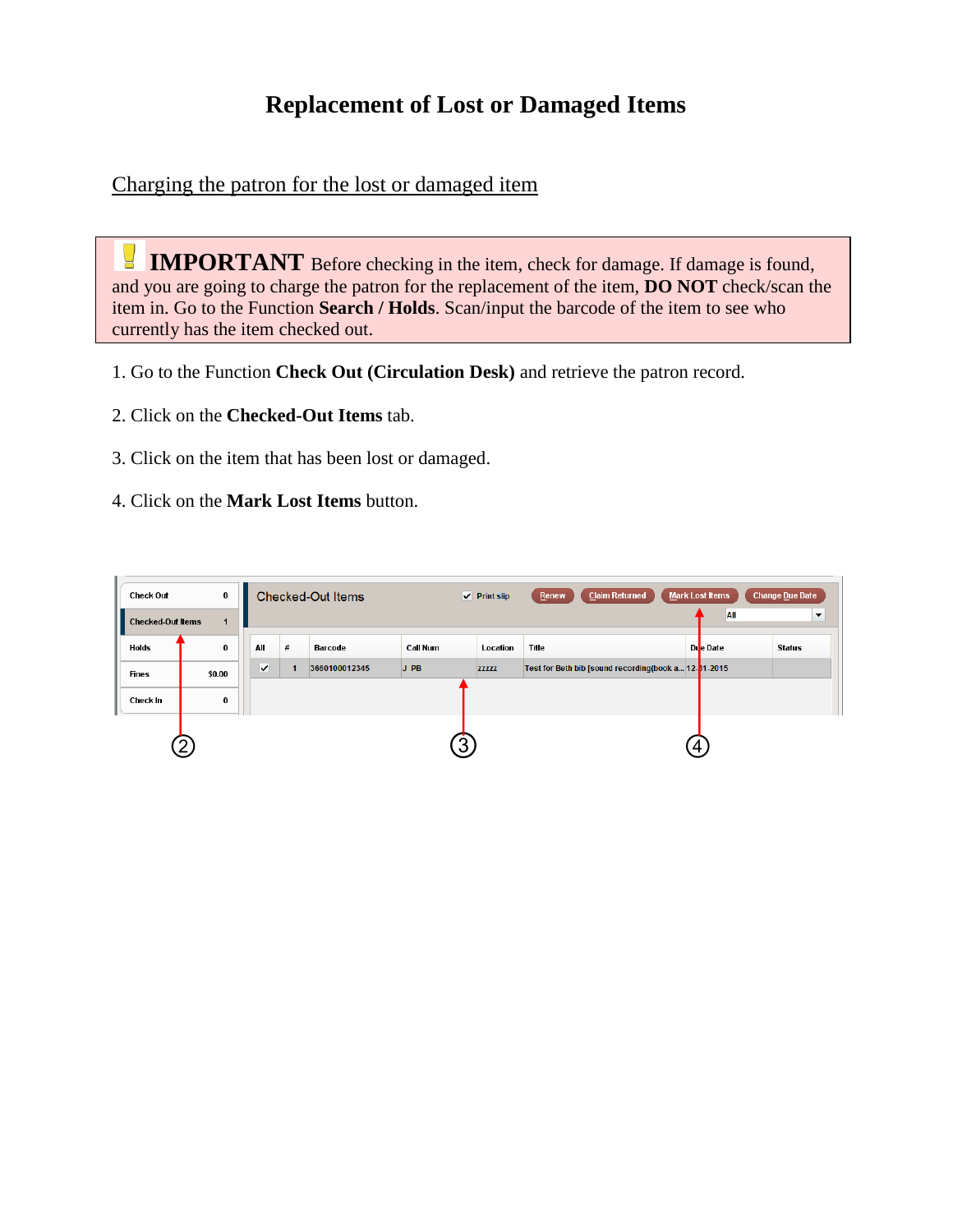# Replacement of Lost or Damaged Items

## Charging the patron for the lost or damaged item

> **IMPORTANT** Before checking in the item, check for damage. If damage is found, and you are going to charge the patron for the replacement of the item, **DO NOT** check/scan the item in. Go to the Function **Search / Holds**. Scan/input the barcode of the item to see who currently has the item checked out.

1. Go to the Function **Check Out (Circulation Desk)** and retrieve the patron record.

2. Click on the **Checked-Out Items** tab.

3. Click on the item that has been lost or damaged.

4. Click on the **Mark Lost Items** button.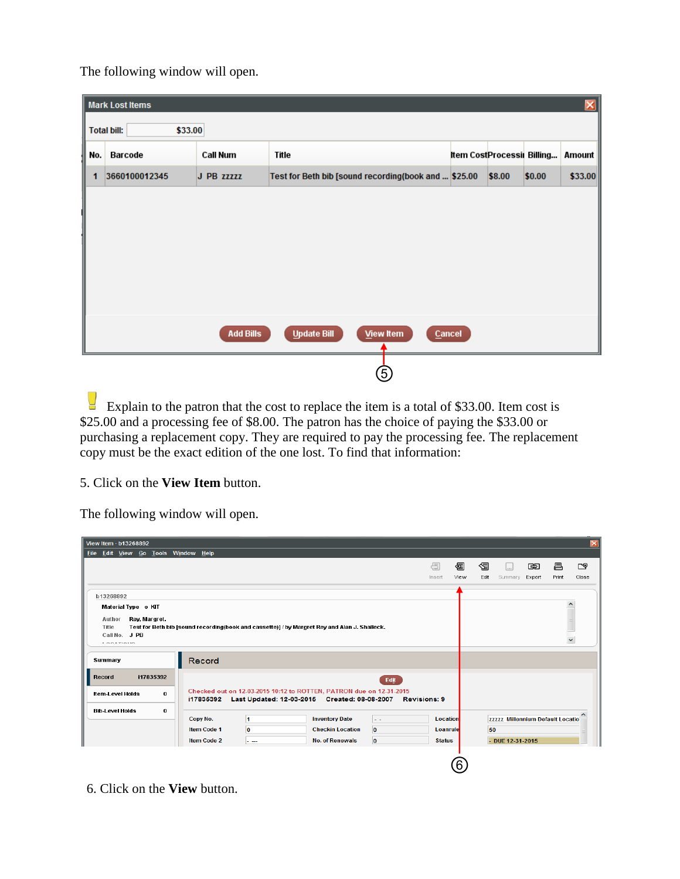The following window will open.

| No. | Barcode | Call Num | Title | Item Cost | Processi | Billing... | Amount |
|---|---|---|---|---|---|---|---|
| 1 | 3660100012345 | J PB zzzzz | Test for Beth bib [sound recording(book and ... | $25.00 | $8.00 | $0.00 | $33.00 |

Explain to the patron that the cost to replace the item is a total of $33.00. Item cost is $25.00 and a processing fee of $8.00. The patron has the choice of paying the $33.00 or purchasing a replacement copy. They are required to pay the processing fee. The replacement copy must be the exact edition of the one lost. To find that information:

5. Click on the **View Item** button.

The following window will open.

6. Click on the **View** button.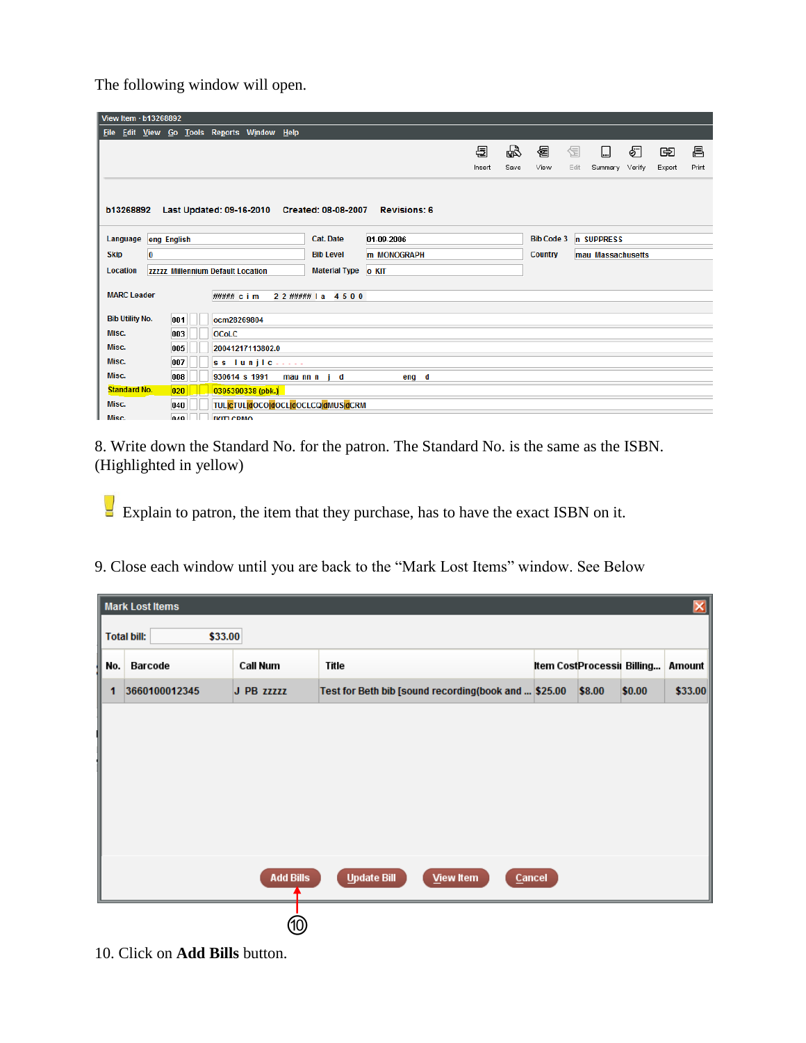The following window will open.

8. Write down the Standard No. for the patron. The Standard No. is the same as the ISBN. (Highlighted in yellow)

Explain to patron, the item that they purchase, has to have the exact ISBN on it.

9. Close each window until you are back to the “Mark Lost Items” window. See Below

10. Click on **Add Bills** button.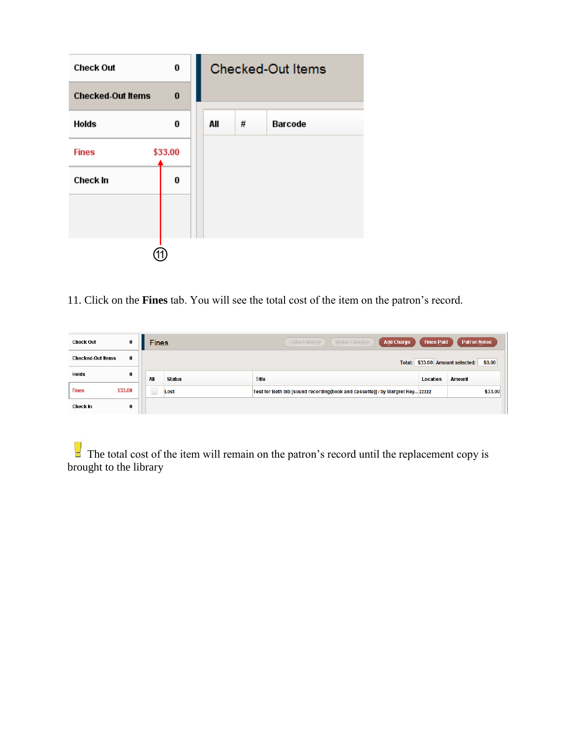11. Click on the **Fines** tab. You will see the total cost of the item on the patron's record.

The total cost of the item will remain on the patron's record until the replacement copy is brought to the library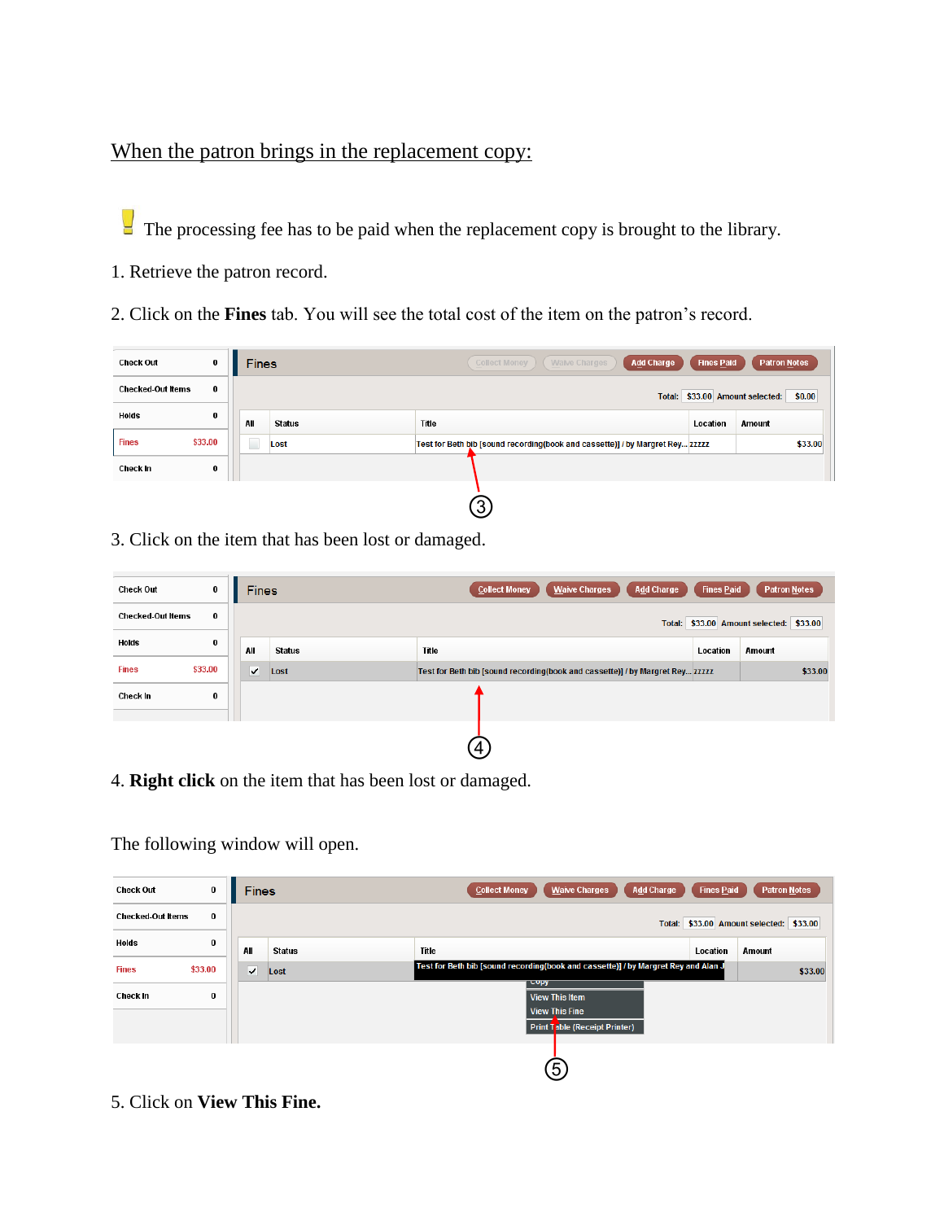When the patron brings in the replacement copy:

The processing fee has to be paid when the replacement copy is brought to the library.

1. Retrieve the patron record.

2. Click on the **Fines** tab. You will see the total cost of the item on the patron's record.

3. Click on the item that has been lost or damaged.

4. **Right click** on the item that has been lost or damaged.

The following window will open.

5. Click on **View This Fine.**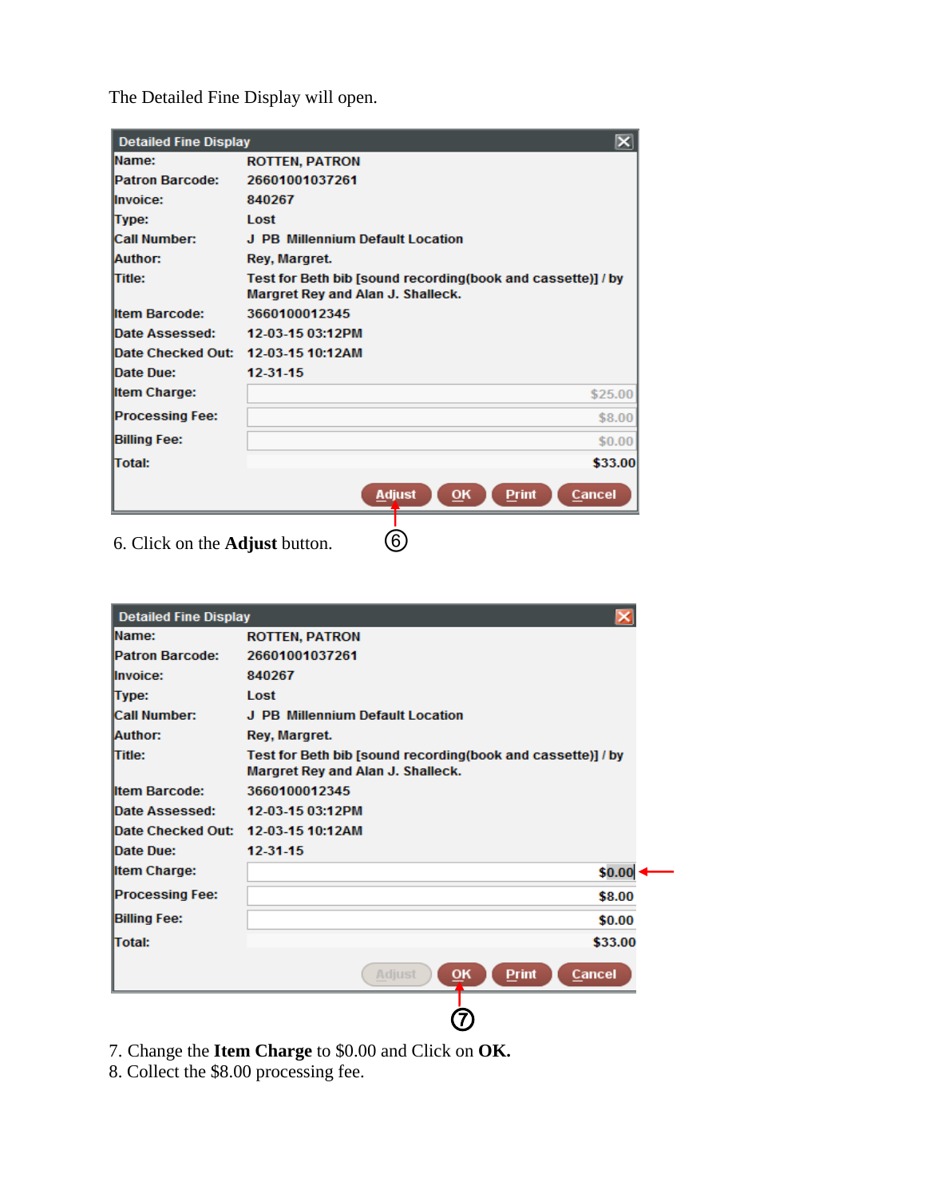The Detailed Fine Display will open.

| Detailed Fine Display | |
|---|---|
| Name: | ROTTEN, PATRON |
| Patron Barcode: | 26601001037261 |
| Invoice: | 840267 |
| Type: | Lost |
| Call Number: | J PB Millennium Default Location |
| Author: | Rey, Margret. |
| Title: | Test for Beth bib [sound recording(book and cassette)] / by Margret Rey and Alan J. Shalleck. |
| Item Barcode: | 3660100012345 |
| Date Assessed: | 12-03-15 03:12PM |
| Date Checked Out: | 12-03-15 10:12AM |
| Date Due: | 12-31-15 |
| Item Charge: | $25.00 |
| Processing Fee: | $8.00 |
| Billing Fee: | $0.00 |
| Total: | $33.00 |

Adjust | OK | Print | Cancel

6. Click on the **Adjust** button.

| Detailed Fine Display | |
|---|---|
| Name: | ROTTEN, PATRON |
| Patron Barcode: | 26601001037261 |
| Invoice: | 840267 |
| Type: | Lost |
| Call Number: | J PB Millennium Default Location |
| Author: | Rey, Margret. |
| Title: | Test for Beth bib [sound recording(book and cassette)] / by Margret Rey and Alan J. Shalleck. |
| Item Barcode: | 3660100012345 |
| Date Assessed: | 12-03-15 03:12PM |
| Date Checked Out: | 12-03-15 10:12AM |
| Date Due: | 12-31-15 |
| Item Charge: | $0.00 |
| Processing Fee: | $8.00 |
| Billing Fee: | $0.00 |
| Total: | $33.00 |

Adjust | OK | Print | Cancel

7. Change the **Item Charge** to $0.00 and Click on **OK.**
8. Collect the $8.00 processing fee.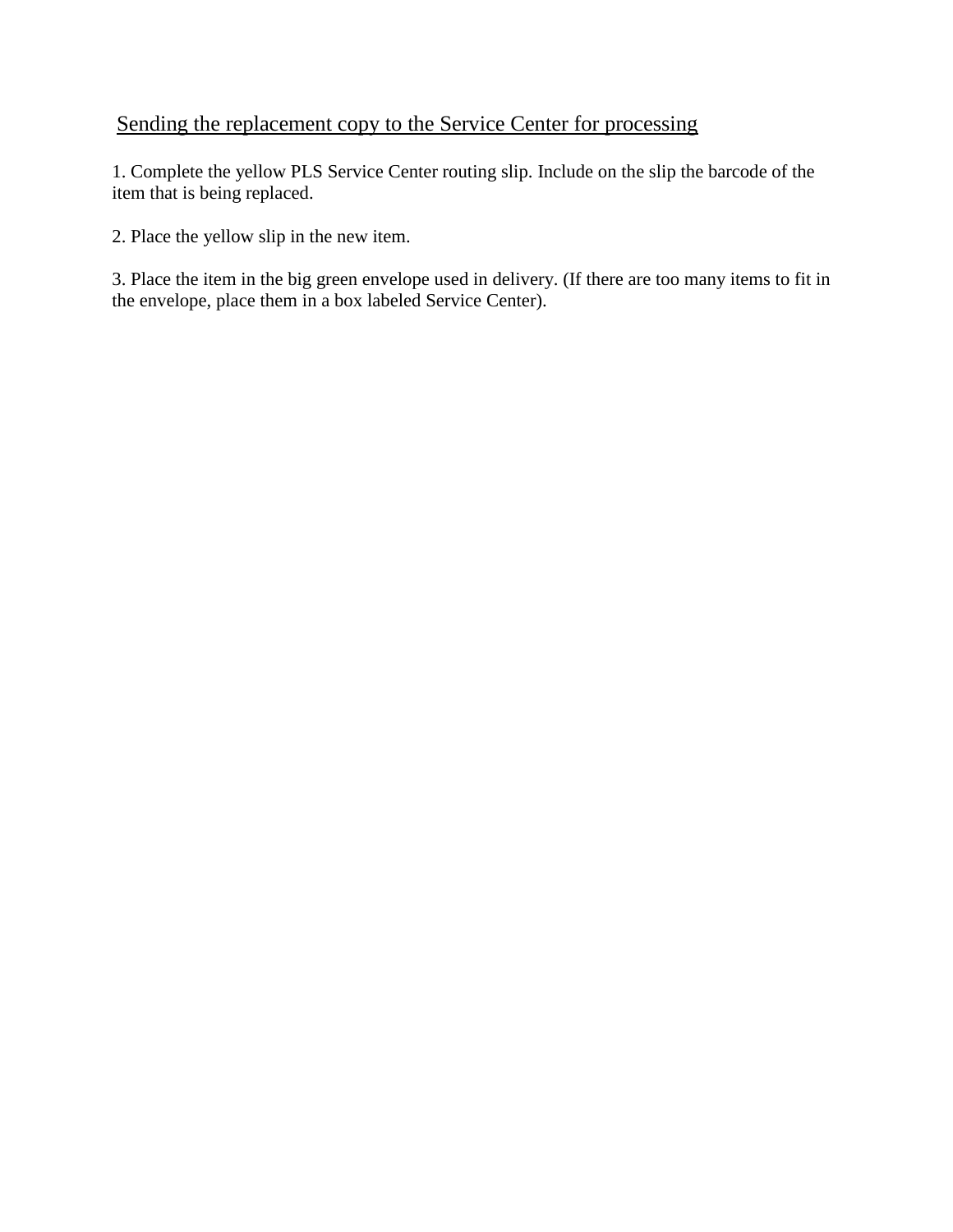## Sending the replacement copy to the Service Center for processing

1. Complete the yellow PLS Service Center routing slip. Include on the slip the barcode of the item that is being replaced.

2. Place the yellow slip in the new item.

3. Place the item in the big green envelope used in delivery. (If there are too many items to fit in the envelope, place them in a box labeled Service Center).